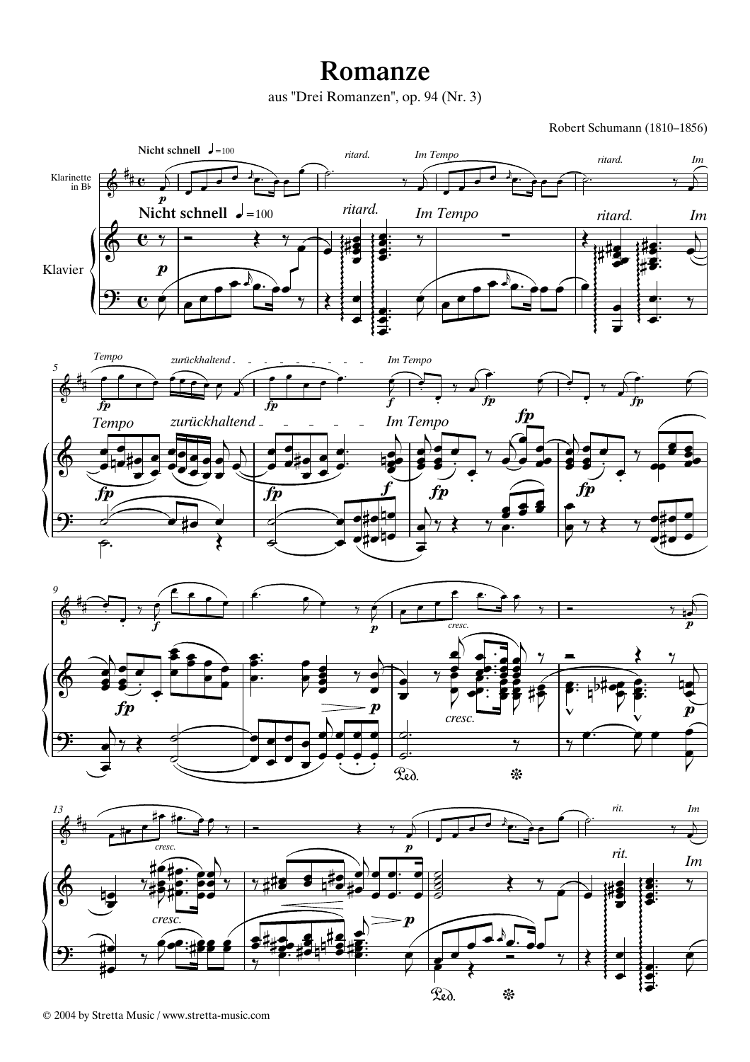# Romanze

aus "Drei Romanzen", op. 94 (Nr. 3)

Robert Schumann (1810–1856)

© 2004 by Stretta Music / www.stretta-music.com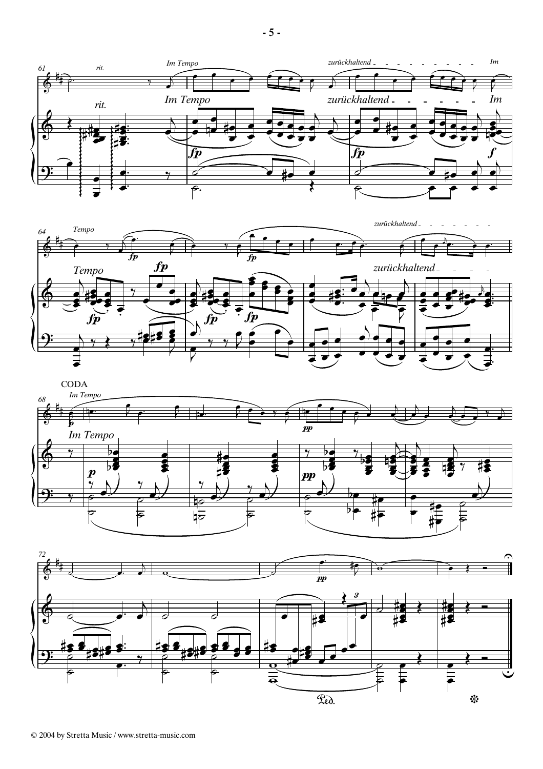CODA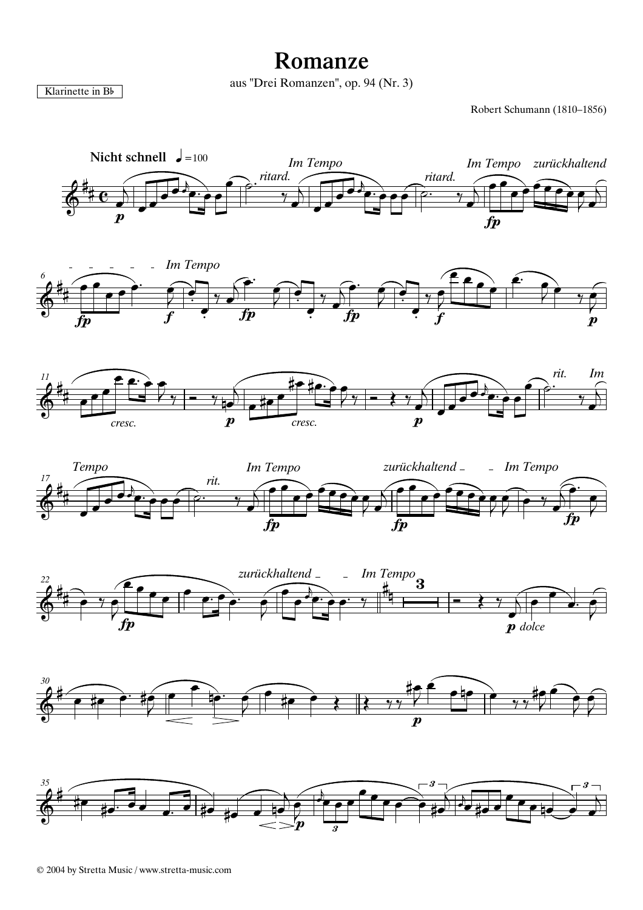Klarinette in B♭

# Romanze

aus "Drei Romanzen", op. 94 (Nr. 3)

Robert Schumann (1810–1856)

© 2004 by Stretta Music / www.stretta-music.com